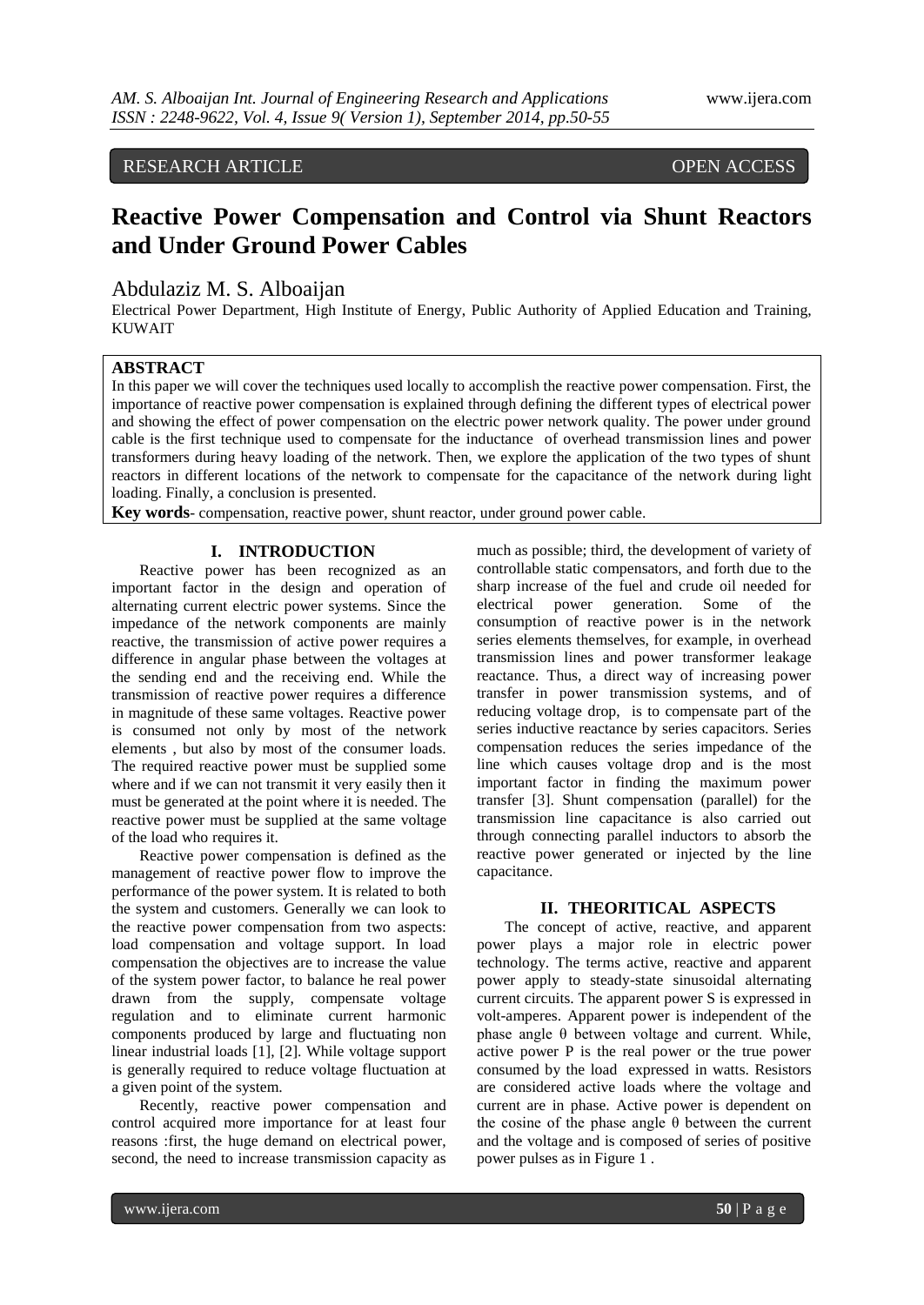RESEARCH ARTICLE OPEN ACCESS

# Reactive Power Compensation and Control via Shunt Reactors and Under Ground Power Cables

Abdulaziz M. S. Alboaijan

Electrical Power Department, High Institute of Energy, Public Authority of Applied Education and Training, KUWAIT

## ABSTRACT

In this paper we will cover the techniques used locally to accomplish the reactive power compensation. First, the importance of reactive power compensation is explained through defining the different types of electrical power and showing the effect of power compensation on the electric power network quality. The power under ground cable is the first technique used to compensate for the inductance of overhead transmission lines and power transformers during heavy loading of the network. Then, we explore the application of the two types of shunt reactors in different locations of the network to compensate for the capacitance of the network during light loading. Finally, a conclusion is presented.

**Key words**- compensation, reactive power, shunt reactor, under ground power cable.

## I. INTRODUCTION

Reactive power has been recognized as an important factor in the design and operation of alternating current electric power systems. Since the impedance of the network components are mainly reactive, the transmission of active power requires a difference in angular phase between the voltages at the sending end and the receiving end. While the transmission of reactive power requires a difference in magnitude of these same voltages. Reactive power is consumed not only by most of the network elements , but also by most of the consumer loads. The required reactive power must be supplied some where and if we can not transmit it very easily then it must be generated at the point where it is needed. The reactive power must be supplied at the same voltage of the load who requires it.

Reactive power compensation is defined as the management of reactive power flow to improve the performance of the power system. It is related to both the system and customers. Generally we can look to the reactive power compensation from two aspects: load compensation and voltage support. In load compensation the objectives are to increase the value of the system power factor, to balance he real power drawn from the supply, compensate voltage regulation and to eliminate current harmonic components produced by large and fluctuating non linear industrial loads [1], [2]. While voltage support is generally required to reduce voltage fluctuation at a given point of the system.

Recently, reactive power compensation and control acquired more importance for at least four reasons :first, the huge demand on electrical power, second, the need to increase transmission capacity as much as possible; third, the development of variety of controllable static compensators, and forth due to the sharp increase of the fuel and crude oil needed for electrical power generation. Some of the consumption of reactive power is in the network series elements themselves, for example, in overhead transmission lines and power transformer leakage reactance. Thus, a direct way of increasing power transfer in power transmission systems, and of reducing voltage drop, is to compensate part of the series inductive reactance by series capacitors. Series compensation reduces the series impedance of the line which causes voltage drop and is the most important factor in finding the maximum power transfer [3]. Shunt compensation (parallel) for the transmission line capacitance is also carried out through connecting parallel inductors to absorb the reactive power generated or injected by the line capacitance.

## II. THEORITICAL ASPECTS

The concept of active, reactive, and apparent power plays a major role in electric power technology. The terms active, reactive and apparent power apply to steady-state sinusoidal alternating current circuits. The apparent power S is expressed in volt-amperes. Apparent power is independent of the phase angle θ between voltage and current. While, active power P is the real power or the true power consumed by the load expressed in watts. Resistors are considered active loads where the voltage and current are in phase. Active power is dependent on the cosine of the phase angle θ between the current and the voltage and is composed of series of positive power pulses as in Figure 1 .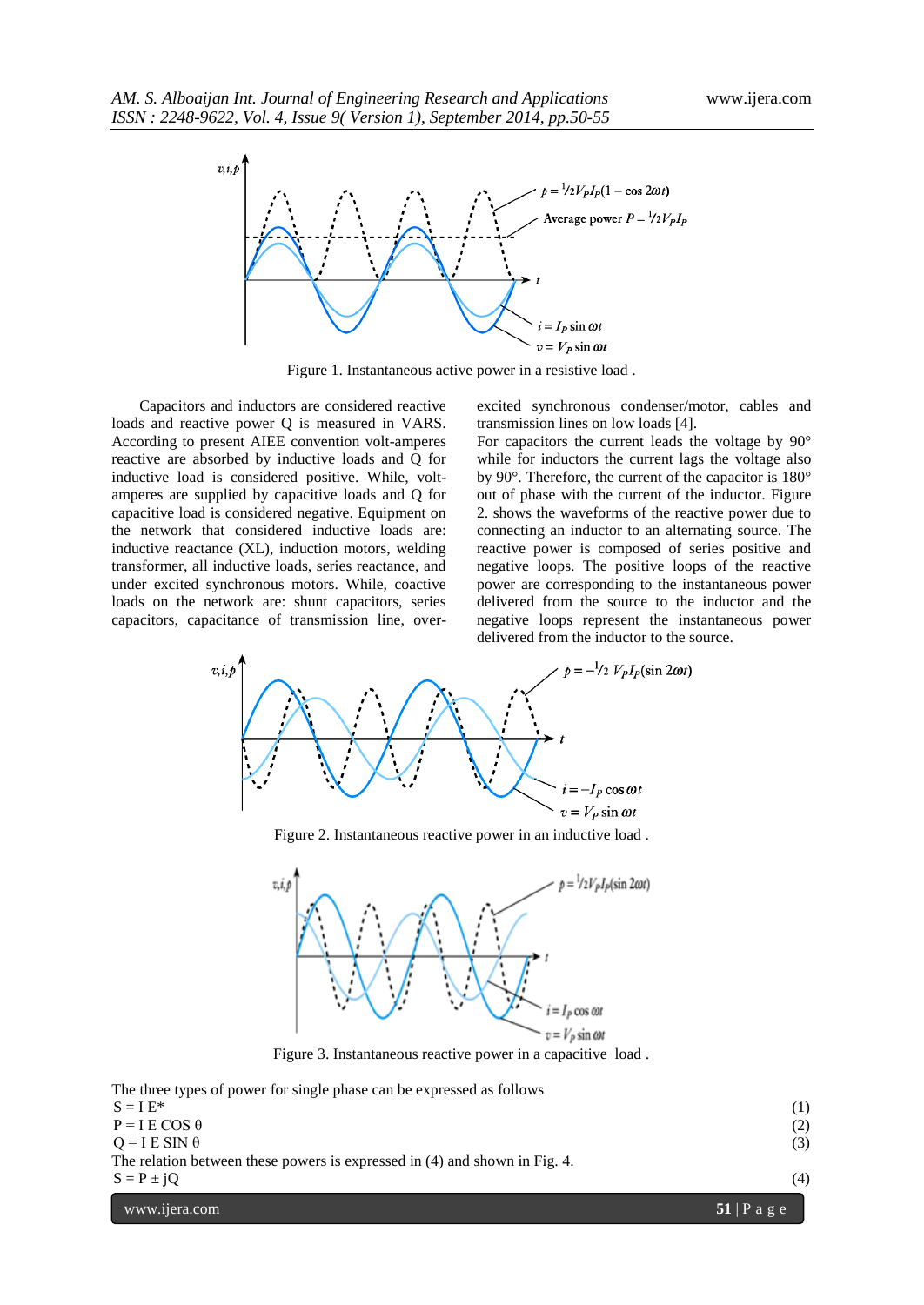Figure 1. Instantaneous active power in a resistive load .

Capacitors and inductors are considered reactive loads and reactive power Q is measured in VARS. According to present AIEE convention volt-amperes reactive are absorbed by inductive loads and Q for inductive load is considered positive. While, volt-amperes are supplied by capacitive loads and Q for capacitive load is considered negative. Equipment on the network that considered inductive loads are: inductive reactance (XL), induction motors, welding transformer, all inductive loads, series reactance, and under excited synchronous motors. While, coactive loads on the network are: shunt capacitors, series capacitors, capacitance of transmission line, over-excited synchronous condenser/motor, cables and transmission lines on low loads [4].

For capacitors the current leads the voltage by 90° while for inductors the current lags the voltage also by 90°. Therefore, the current of the capacitor is 180° out of phase with the current of the inductor. Figure 2. shows the waveforms of the reactive power due to connecting an inductor to an alternating source. The reactive power is composed of series positive and negative loops. The positive loops of the reactive power are corresponding to the instantaneous power delivered from the source to the inductor and the negative loops represent the instantaneous power delivered from the inductor to the source.

Figure 2. Instantaneous reactive power in an inductive load .

Figure 3. Instantaneous reactive power in a capacitive load .

The three types of power for single phase can be expressed as follows

$$S = I\,E^{*} \quad (1)$$

$$P = I\,E\,\cos\theta \quad (2)$$

$$Q = I\,E\,\sin\theta \quad (3)$$

The relation between these powers is expressed in (4) and shown in Fig. 4.

$$S = P \pm jQ \quad (4)$$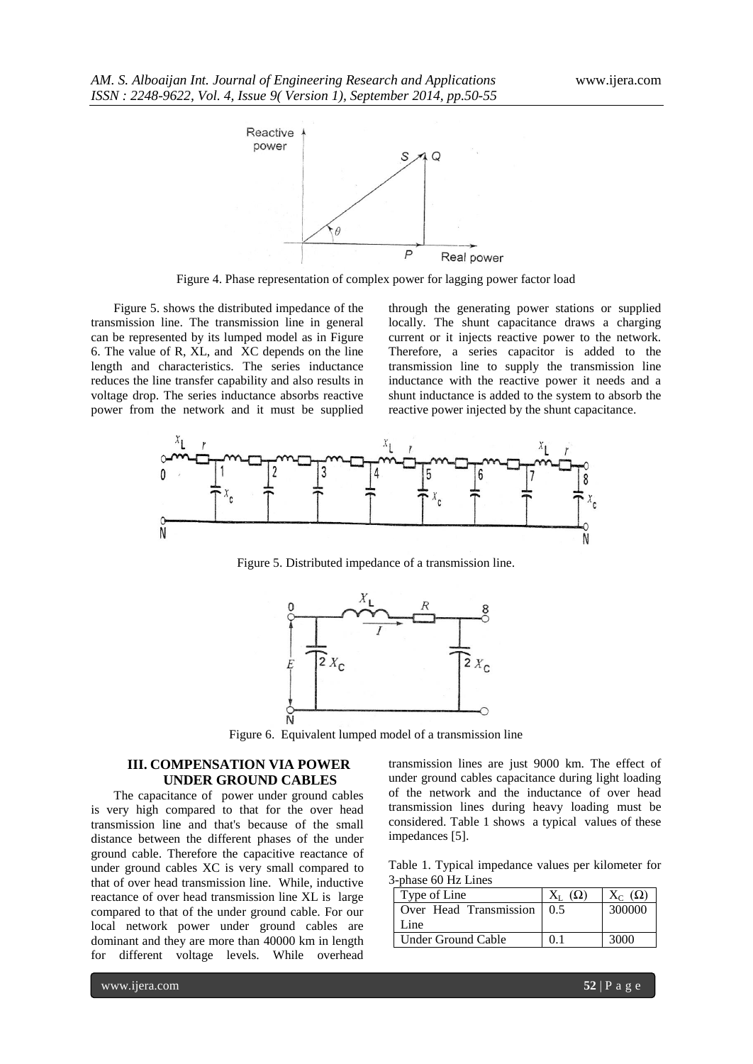Figure 4. Phase representation of complex power for lagging power factor load

Figure 5. shows the distributed impedance of the transmission line. The transmission line in general can be represented by its lumped model as in Figure 6. The value of R, XL, and XC depends on the line length and characteristics. The series inductance reduces the line transfer capability and also results in voltage drop. The series inductance absorbs reactive power from the network and it must be supplied through the generating power stations or supplied locally. The shunt capacitance draws a charging current or it injects reactive power to the network. Therefore, a series capacitor is added to the transmission line to supply the transmission line inductance with the reactive power it needs and a shunt inductance is added to the system to absorb the reactive power injected by the shunt capacitance.

Figure 5. Distributed impedance of a transmission line.

Figure 6. Equivalent lumped model of a transmission line

## III. COMPENSATION VIA POWER UNDER GROUND CABLES

The capacitance of power under ground cables is very high compared to that for the over head transmission line and that's because of the small distance between the different phases of the under ground cable. Therefore the capacitive reactance of under ground cables XC is very small compared to that of over head transmission line. While, inductive reactance of over head transmission line XL is large compared to that of the under ground cable. For our local network power under ground cables are dominant and they are more than 40000 km in length for different voltage levels. While overhead transmission lines are just 9000 km. The effect of under ground cables capacitance during light loading of the network and the inductance of over head transmission lines during heavy loading must be considered. Table 1 shows a typical values of these impedances [5].

Table 1. Typical impedance values per kilometer for 3-phase 60 Hz Lines

| Type of Line | $X_L$ (Ω) | $X_C$ (Ω) |
|---|---|---|
| Over Head Transmission Line | 0.5 | 300000 |
| Under Ground Cable | 0.1 | 3000 |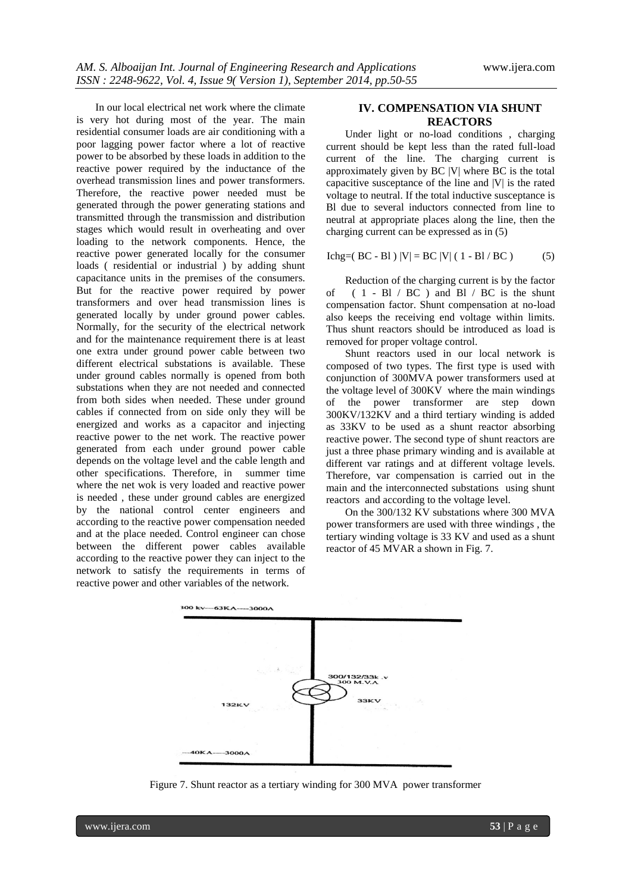In our local electrical net work where the climate is very hot during most of the year. The main residential consumer loads are air conditioning with a poor lagging power factor where a lot of reactive power to be absorbed by these loads in addition to the reactive power required by the inductance of the overhead transmission lines and power transformers. Therefore, the reactive power needed must be generated through the power generating stations and transmitted through the transmission and distribution stages which would result in overheating and over loading to the network components. Hence, the reactive power generated locally for the consumer loads ( residential or industrial ) by adding shunt capacitance units in the premises of the consumers. But for the reactive power required by power transformers and over head transmission lines is generated locally by under ground power cables. Normally, for the security of the electrical network and for the maintenance requirement there is at least one extra under ground power cable between two different electrical substations is available. These under ground cables normally is opened from both substations when they are not needed and connected from both sides when needed. These under ground cables if connected from on side only they will be energized and works as a capacitor and injecting reactive power to the net work. The reactive power generated from each under ground power cable depends on the voltage level and the cable length and other specifications. Therefore, in summer time where the net wok is very loaded and reactive power is needed , these under ground cables are energized by the national control center engineers and according to the reactive power compensation needed and at the place needed. Control engineer can chose between the different power cables available according to the reactive power they can inject to the network to satisfy the requirements in terms of reactive power and other variables of the network.

## IV. COMPENSATION VIA SHUNT REACTORS

Under light or no-load conditions , charging current should be kept less than the rated full-load current of the line. The charging current is approximately given by BC |V| where BC is the total capacitive susceptance of the line and |V| is the rated voltage to neutral. If the total inductive susceptance is Bl due to several inductors connected from line to neutral at appropriate places along the line, then the charging current can be expressed as in (5)

$$I_{chg} = ( B_C - B_l ) |V| = B_C |V| ( 1 - B_l / B_C ) \qquad (5)$$

Reduction of the charging current is by the factor of ( 1 - Bl / BC ) and Bl / BC is the shunt compensation factor. Shunt compensation at no-load also keeps the receiving end voltage within limits. Thus shunt reactors should be introduced as load is removed for proper voltage control.

Shunt reactors used in our local network is composed of two types. The first type is used with conjunction of 300MVA power transformers used at the voltage level of 300KV where the main windings of the power transformer are step down 300KV/132KV and a third tertiary winding is added as 33KV to be used as a shunt reactor absorbing reactive power. The second type of shunt reactors are just a three phase primary winding and is available at different var ratings and at different voltage levels. Therefore, var compensation is carried out in the main and the interconnected substations using shunt reactors and according to the voltage level.

On the 300/132 KV substations where 300 MVA power transformers are used with three windings , the tertiary winding voltage is 33 KV and used as a shunt reactor of 45 MVAR a shown in Fig. 7.

Figure 7. Shunt reactor as a tertiary winding for 300 MVA power transformer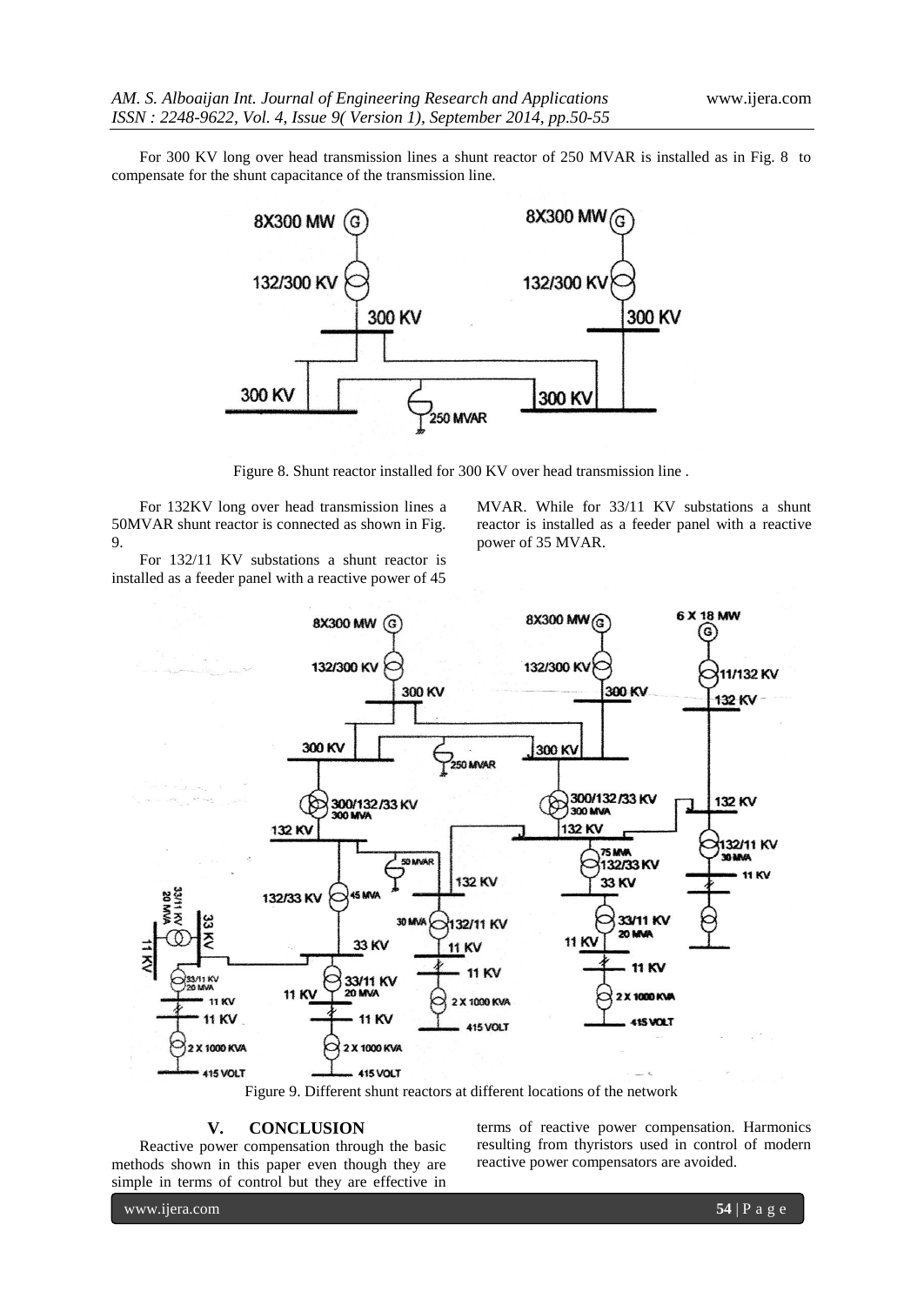For 300 KV long over head transmission lines a shunt reactor of 250 MVAR is installed as in Fig. 8 to compensate for the shunt capacitance of the transmission line.

Figure 8. Shunt reactor installed for 300 KV over head transmission line .

For 132KV long over head transmission lines a 50MVAR shunt reactor is connected as shown in Fig. 9.

For 132/11 KV substations a shunt reactor is installed as a feeder panel with a reactive power of 45 MVAR. While for 33/11 KV substations a shunt reactor is installed as a feeder panel with a reactive power of 35 MVAR.

Figure 9. Different shunt reactors at different locations of the network

## V. CONCLUSION

Reactive power compensation through the basic methods shown in this paper even though they are simple in terms of control but they are effective in terms of reactive power compensation. Harmonics resulting from thyristors used in control of modern reactive power compensators are avoided.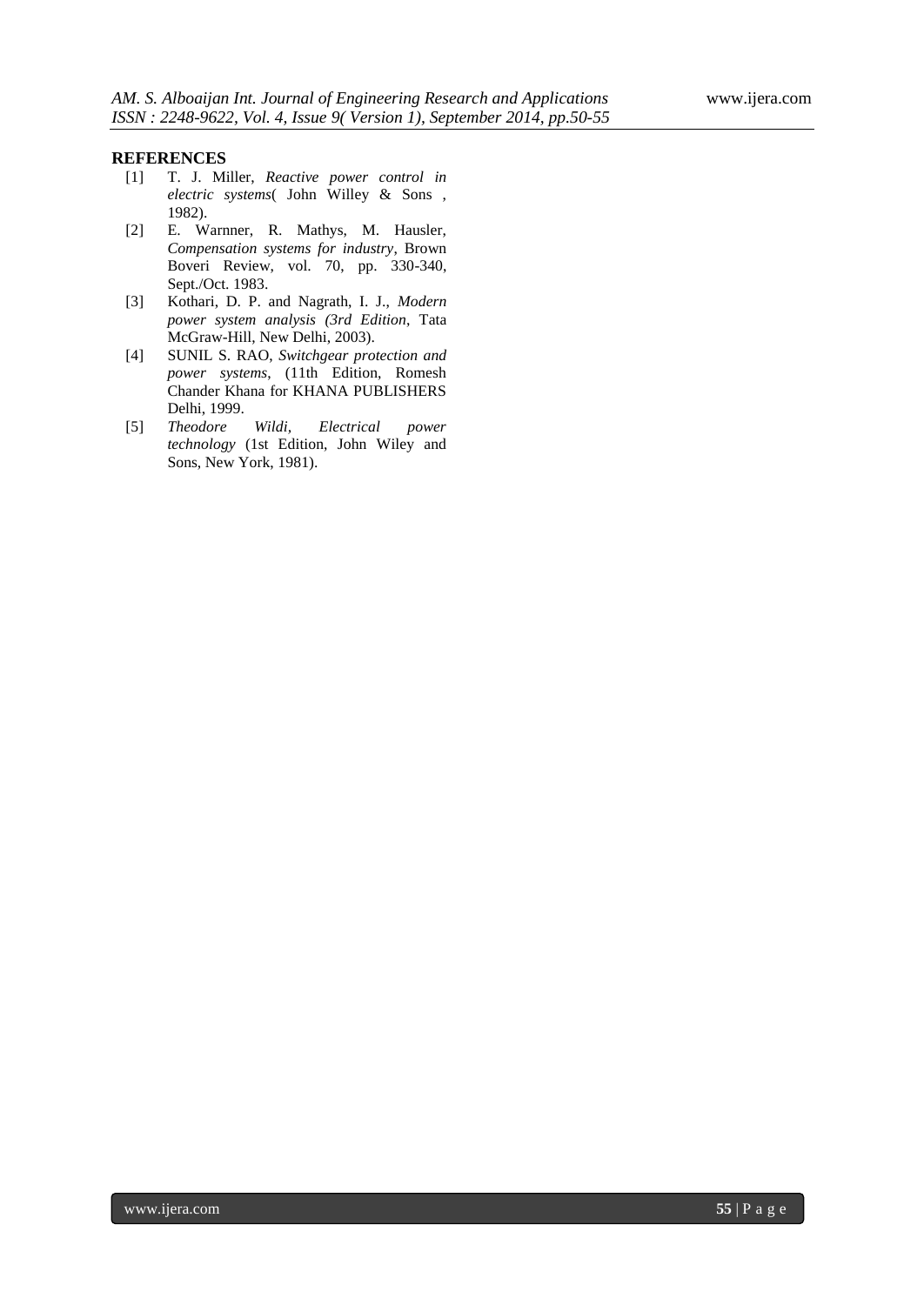## REFERENCES

[1] T. J. Miller, *Reactive power control in electric systems*( John Willey & Sons , 1982).

[2] E. Warnner, R. Mathys, M. Hausler, *Compensation systems for industry*, Brown Boveri Review, vol. 70, pp. 330-340, Sept./Oct. 1983.

[3] Kothari, D. P. and Nagrath, I. J., *Modern power system analysis (3rd Edition*, Tata McGraw-Hill, New Delhi, 2003).

[4] SUNIL S. RAO, *Switchgear protection and power systems*, (11th Edition, Romesh Chander Khana for KHANA PUBLISHERS Delhi, 1999.

[5] *Theodore Wildi, Electrical power technology* (1st Edition, John Wiley and Sons, New York, 1981).